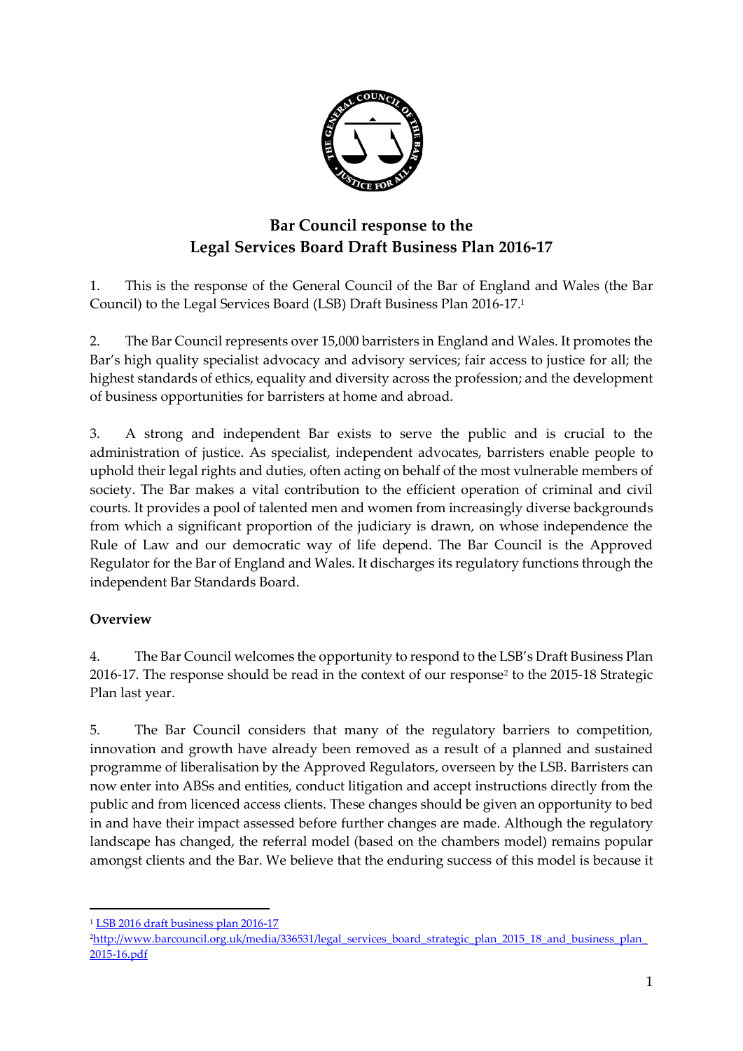# Bar Council response to the Legal Services Board Draft Business Plan 2016-17

1. This is the response of the General Council of the Bar of England and Wales (the Bar Council) to the Legal Services Board (LSB) Draft Business Plan 2016-17.[1]

2. The Bar Council represents over 15,000 barristers in England and Wales. It promotes the Bar's high quality specialist advocacy and advisory services; fair access to justice for all; the highest standards of ethics, equality and diversity across the profession; and the development of business opportunities for barristers at home and abroad.

3. A strong and independent Bar exists to serve the public and is crucial to the administration of justice. As specialist, independent advocates, barristers enable people to uphold their legal rights and duties, often acting on behalf of the most vulnerable members of society. The Bar makes a vital contribution to the efficient operation of criminal and civil courts. It provides a pool of talented men and women from increasingly diverse backgrounds from which a significant proportion of the judiciary is drawn, on whose independence the Rule of Law and our democratic way of life depend. The Bar Council is the Approved Regulator for the Bar of England and Wales. It discharges its regulatory functions through the independent Bar Standards Board.

## Overview

4. The Bar Council welcomes the opportunity to respond to the LSB's Draft Business Plan 2016-17. The response should be read in the context of our response[2] to the 2015-18 Strategic Plan last year.

5. The Bar Council considers that many of the regulatory barriers to competition, innovation and growth have already been removed as a result of a planned and sustained programme of liberalisation by the Approved Regulators, overseen by the LSB. Barristers can now enter into ABSs and entities, conduct litigation and accept instructions directly from the public and from licenced access clients. These changes should be given an opportunity to bed in and have their impact assessed before further changes are made. Although the regulatory landscape has changed, the referral model (based on the chambers model) remains popular amongst clients and the Bar. We believe that the enduring success of this model is because it

---

[1] LSB 2016 draft business plan 2016-17

[2] http://www.barcouncil.org.uk/media/336531/legal_services_board_strategic_plan_2015_18_and_business_plan_2015-16.pdf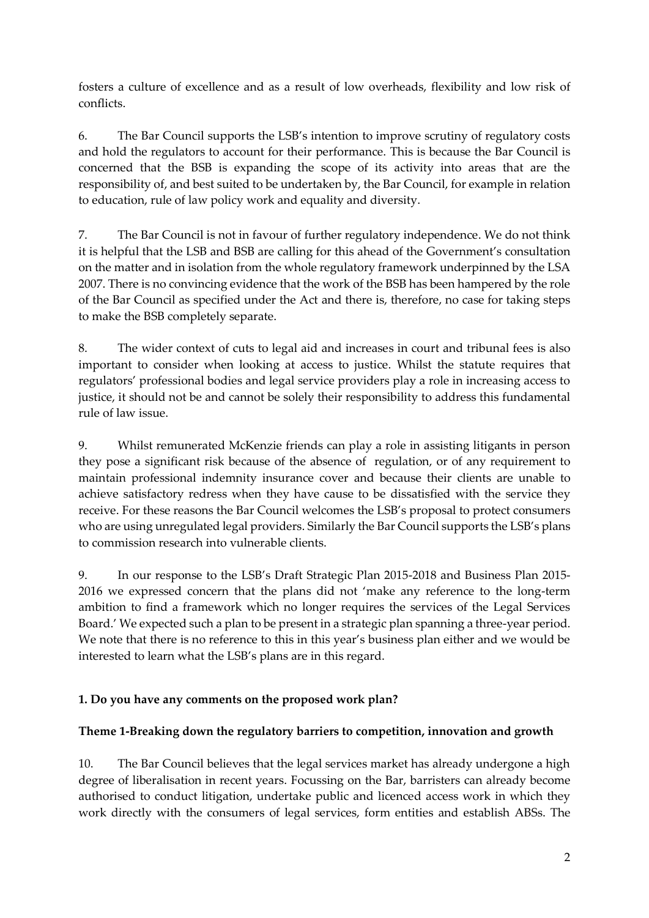fosters a culture of excellence and as a result of low overheads, flexibility and low risk of conflicts.

6. The Bar Council supports the LSB's intention to improve scrutiny of regulatory costs and hold the regulators to account for their performance. This is because the Bar Council is concerned that the BSB is expanding the scope of its activity into areas that are the responsibility of, and best suited to be undertaken by, the Bar Council, for example in relation to education, rule of law policy work and equality and diversity.

7. The Bar Council is not in favour of further regulatory independence. We do not think it is helpful that the LSB and BSB are calling for this ahead of the Government's consultation on the matter and in isolation from the whole regulatory framework underpinned by the LSA 2007. There is no convincing evidence that the work of the BSB has been hampered by the role of the Bar Council as specified under the Act and there is, therefore, no case for taking steps to make the BSB completely separate.

8. The wider context of cuts to legal aid and increases in court and tribunal fees is also important to consider when looking at access to justice. Whilst the statute requires that regulators' professional bodies and legal service providers play a role in increasing access to justice, it should not be and cannot be solely their responsibility to address this fundamental rule of law issue.

9. Whilst remunerated McKenzie friends can play a role in assisting litigants in person they pose a significant risk because of the absence of regulation, or of any requirement to maintain professional indemnity insurance cover and because their clients are unable to achieve satisfactory redress when they have cause to be dissatisfied with the service they receive. For these reasons the Bar Council welcomes the LSB's proposal to protect consumers who are using unregulated legal providers. Similarly the Bar Council supports the LSB's plans to commission research into vulnerable clients.

9. In our response to the LSB's Draft Strategic Plan 2015-2018 and Business Plan 2015-2016 we expressed concern that the plans did not 'make any reference to the long-term ambition to find a framework which no longer requires the services of the Legal Services Board.' We expected such a plan to be present in a strategic plan spanning a three-year period. We note that there is no reference to this in this year's business plan either and we would be interested to learn what the LSB's plans are in this regard.

**1. Do you have any comments on the proposed work plan?**

**Theme 1-Breaking down the regulatory barriers to competition, innovation and growth**

10. The Bar Council believes that the legal services market has already undergone a high degree of liberalisation in recent years. Focussing on the Bar, barristers can already become authorised to conduct litigation, undertake public and licenced access work in which they work directly with the consumers of legal services, form entities and establish ABSs. The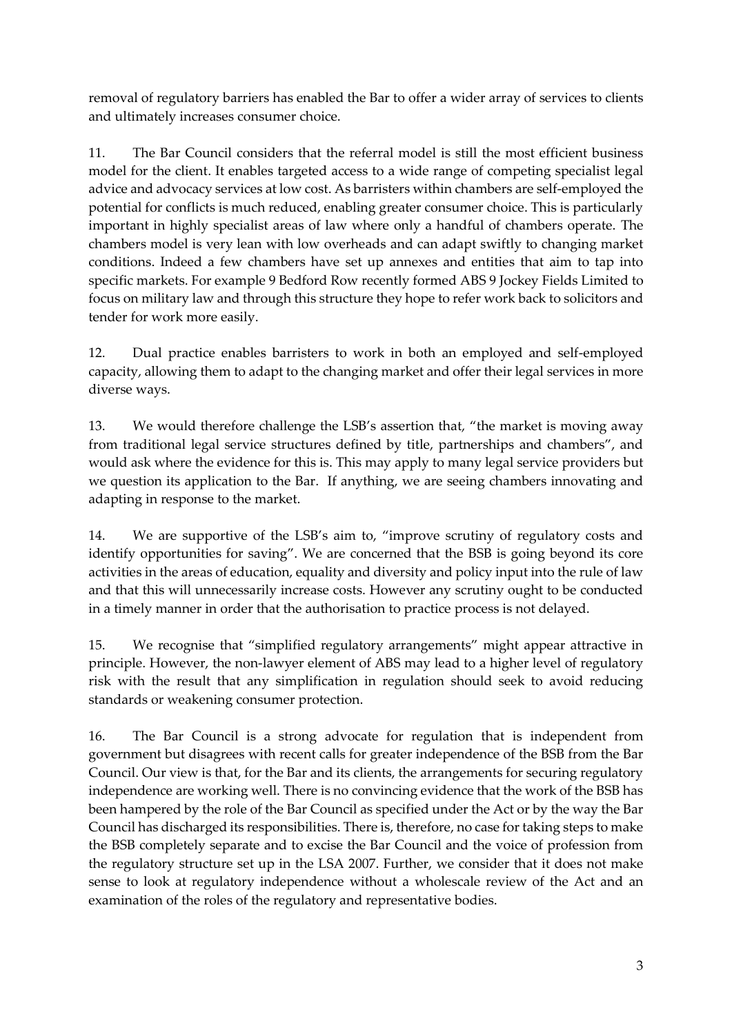removal of regulatory barriers has enabled the Bar to offer a wider array of services to clients and ultimately increases consumer choice.

11. The Bar Council considers that the referral model is still the most efficient business model for the client. It enables targeted access to a wide range of competing specialist legal advice and advocacy services at low cost. As barristers within chambers are self-employed the potential for conflicts is much reduced, enabling greater consumer choice. This is particularly important in highly specialist areas of law where only a handful of chambers operate. The chambers model is very lean with low overheads and can adapt swiftly to changing market conditions. Indeed a few chambers have set up annexes and entities that aim to tap into specific markets. For example 9 Bedford Row recently formed ABS 9 Jockey Fields Limited to focus on military law and through this structure they hope to refer work back to solicitors and tender for work more easily.

12. Dual practice enables barristers to work in both an employed and self-employed capacity, allowing them to adapt to the changing market and offer their legal services in more diverse ways.

13. We would therefore challenge the LSB's assertion that, "the market is moving away from traditional legal service structures defined by title, partnerships and chambers", and would ask where the evidence for this is. This may apply to many legal service providers but we question its application to the Bar. If anything, we are seeing chambers innovating and adapting in response to the market.

14. We are supportive of the LSB's aim to, "improve scrutiny of regulatory costs and identify opportunities for saving". We are concerned that the BSB is going beyond its core activities in the areas of education, equality and diversity and policy input into the rule of law and that this will unnecessarily increase costs. However any scrutiny ought to be conducted in a timely manner in order that the authorisation to practice process is not delayed.

15. We recognise that "simplified regulatory arrangements" might appear attractive in principle. However, the non-lawyer element of ABS may lead to a higher level of regulatory risk with the result that any simplification in regulation should seek to avoid reducing standards or weakening consumer protection.

16. The Bar Council is a strong advocate for regulation that is independent from government but disagrees with recent calls for greater independence of the BSB from the Bar Council. Our view is that, for the Bar and its clients, the arrangements for securing regulatory independence are working well. There is no convincing evidence that the work of the BSB has been hampered by the role of the Bar Council as specified under the Act or by the way the Bar Council has discharged its responsibilities. There is, therefore, no case for taking steps to make the BSB completely separate and to excise the Bar Council and the voice of profession from the regulatory structure set up in the LSA 2007. Further, we consider that it does not make sense to look at regulatory independence without a wholescale review of the Act and an examination of the roles of the regulatory and representative bodies.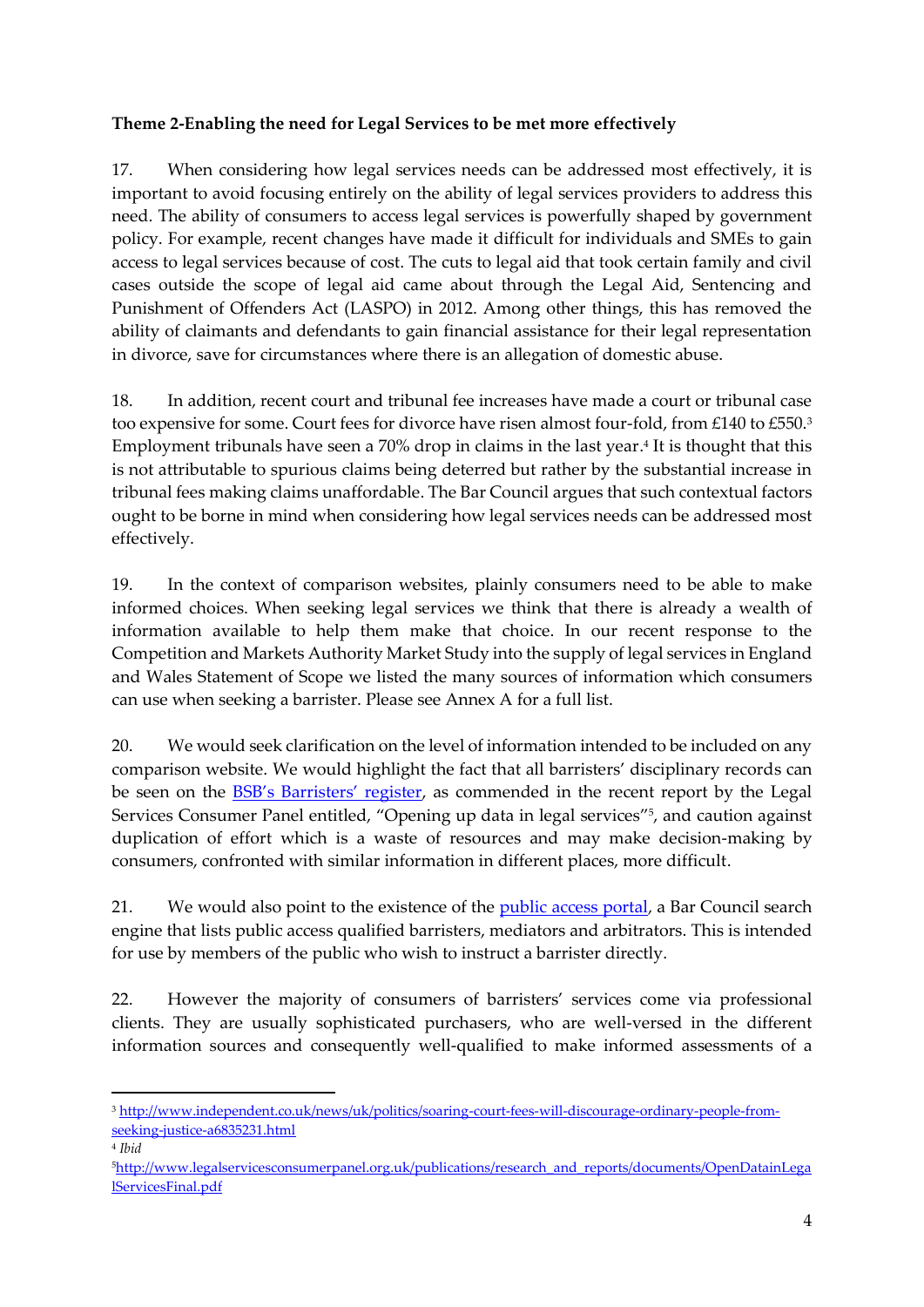**Theme 2-Enabling the need for Legal Services to be met more effectively**

17. When considering how legal services needs can be addressed most effectively, it is important to avoid focusing entirely on the ability of legal services providers to address this need. The ability of consumers to access legal services is powerfully shaped by government policy. For example, recent changes have made it difficult for individuals and SMEs to gain access to legal services because of cost. The cuts to legal aid that took certain family and civil cases outside the scope of legal aid came about through the Legal Aid, Sentencing and Punishment of Offenders Act (LASPO) in 2012. Among other things, this has removed the ability of claimants and defendants to gain financial assistance for their legal representation in divorce, save for circumstances where there is an allegation of domestic abuse.

18. In addition, recent court and tribunal fee increases have made a court or tribunal case too expensive for some. Court fees for divorce have risen almost four-fold, from £140 to £550.[3] Employment tribunals have seen a 70% drop in claims in the last year.[4] It is thought that this is not attributable to spurious claims being deterred but rather by the substantial increase in tribunal fees making claims unaffordable. The Bar Council argues that such contextual factors ought to be borne in mind when considering how legal services needs can be addressed most effectively.

19. In the context of comparison websites, plainly consumers need to be able to make informed choices. When seeking legal services we think that there is already a wealth of information available to help them make that choice. In our recent response to the Competition and Markets Authority Market Study into the supply of legal services in England and Wales Statement of Scope we listed the many sources of information which consumers can use when seeking a barrister. Please see Annex A for a full list.

20. We would seek clarification on the level of information intended to be included on any comparison website. We would highlight the fact that all barristers' disciplinary records can be seen on the BSB's Barristers' register, as commended in the recent report by the Legal Services Consumer Panel entitled, "Opening up data in legal services"[5], and caution against duplication of effort which is a waste of resources and may make decision-making by consumers, confronted with similar information in different places, more difficult.

21. We would also point to the existence of the public access portal, a Bar Council search engine that lists public access qualified barristers, mediators and arbitrators. This is intended for use by members of the public who wish to instruct a barrister directly.

22. However the majority of consumers of barristers' services come via professional clients. They are usually sophisticated purchasers, who are well-versed in the different information sources and consequently well-qualified to make informed assessments of a

---

[3] http://www.independent.co.uk/news/uk/politics/soaring-court-fees-will-discourage-ordinary-people-from-seeking-justice-a6835231.html

[4] *Ibid*

[5] http://www.legalservicesconsumerpanel.org.uk/publications/research_and_reports/documents/OpenDatainLegalServicesFinal.pdf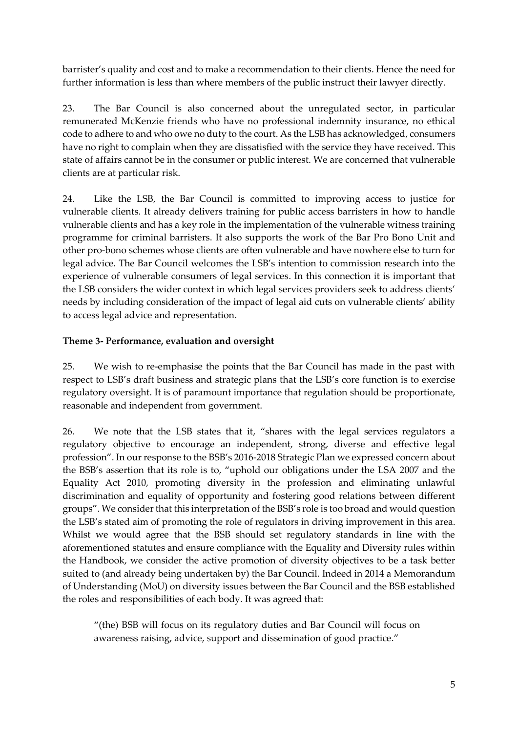barrister's quality and cost and to make a recommendation to their clients. Hence the need for further information is less than where members of the public instruct their lawyer directly.

23. The Bar Council is also concerned about the unregulated sector, in particular remunerated McKenzie friends who have no professional indemnity insurance, no ethical code to adhere to and who owe no duty to the court. As the LSB has acknowledged, consumers have no right to complain when they are dissatisfied with the service they have received. This state of affairs cannot be in the consumer or public interest. We are concerned that vulnerable clients are at particular risk.

24. Like the LSB, the Bar Council is committed to improving access to justice for vulnerable clients. It already delivers training for public access barristers in how to handle vulnerable clients and has a key role in the implementation of the vulnerable witness training programme for criminal barristers. It also supports the work of the Bar Pro Bono Unit and other pro-bono schemes whose clients are often vulnerable and have nowhere else to turn for legal advice. The Bar Council welcomes the LSB's intention to commission research into the experience of vulnerable consumers of legal services. In this connection it is important that the LSB considers the wider context in which legal services providers seek to address clients' needs by including consideration of the impact of legal aid cuts on vulnerable clients' ability to access legal advice and representation.

**Theme 3- Performance, evaluation and oversight**

25. We wish to re-emphasise the points that the Bar Council has made in the past with respect to LSB's draft business and strategic plans that the LSB's core function is to exercise regulatory oversight. It is of paramount importance that regulation should be proportionate, reasonable and independent from government.

26. We note that the LSB states that it, "shares with the legal services regulators a regulatory objective to encourage an independent, strong, diverse and effective legal profession". In our response to the BSB's 2016-2018 Strategic Plan we expressed concern about the BSB's assertion that its role is to, "uphold our obligations under the LSA 2007 and the Equality Act 2010, promoting diversity in the profession and eliminating unlawful discrimination and equality of opportunity and fostering good relations between different groups". We consider that this interpretation of the BSB's role is too broad and would question the LSB's stated aim of promoting the role of regulators in driving improvement in this area. Whilst we would agree that the BSB should set regulatory standards in line with the aforementioned statutes and ensure compliance with the Equality and Diversity rules within the Handbook, we consider the active promotion of diversity objectives to be a task better suited to (and already being undertaken by) the Bar Council. Indeed in 2014 a Memorandum of Understanding (MoU) on diversity issues between the Bar Council and the BSB established the roles and responsibilities of each body. It was agreed that:

> "(the) BSB will focus on its regulatory duties and Bar Council will focus on awareness raising, advice, support and dissemination of good practice."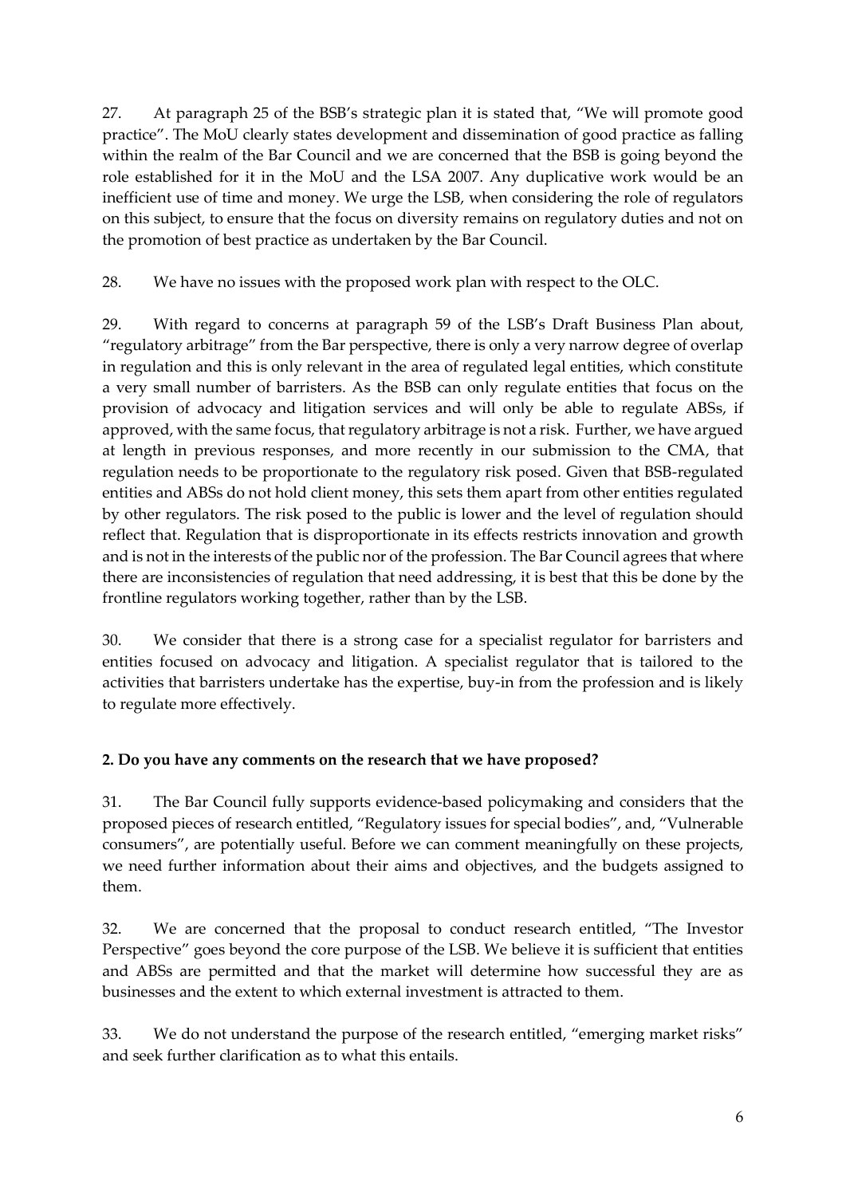27. At paragraph 25 of the BSB's strategic plan it is stated that, "We will promote good practice". The MoU clearly states development and dissemination of good practice as falling within the realm of the Bar Council and we are concerned that the BSB is going beyond the role established for it in the MoU and the LSA 2007. Any duplicative work would be an inefficient use of time and money. We urge the LSB, when considering the role of regulators on this subject, to ensure that the focus on diversity remains on regulatory duties and not on the promotion of best practice as undertaken by the Bar Council.

28. We have no issues with the proposed work plan with respect to the OLC.

29. With regard to concerns at paragraph 59 of the LSB's Draft Business Plan about, "regulatory arbitrage" from the Bar perspective, there is only a very narrow degree of overlap in regulation and this is only relevant in the area of regulated legal entities, which constitute a very small number of barristers. As the BSB can only regulate entities that focus on the provision of advocacy and litigation services and will only be able to regulate ABSs, if approved, with the same focus, that regulatory arbitrage is not a risk. Further, we have argued at length in previous responses, and more recently in our submission to the CMA, that regulation needs to be proportionate to the regulatory risk posed. Given that BSB-regulated entities and ABSs do not hold client money, this sets them apart from other entities regulated by other regulators. The risk posed to the public is lower and the level of regulation should reflect that. Regulation that is disproportionate in its effects restricts innovation and growth and is not in the interests of the public nor of the profession. The Bar Council agrees that where there are inconsistencies of regulation that need addressing, it is best that this be done by the frontline regulators working together, rather than by the LSB.

30. We consider that there is a strong case for a specialist regulator for barristers and entities focused on advocacy and litigation. A specialist regulator that is tailored to the activities that barristers undertake has the expertise, buy-in from the profession and is likely to regulate more effectively.

**2. Do you have any comments on the research that we have proposed?**

31. The Bar Council fully supports evidence-based policymaking and considers that the proposed pieces of research entitled, "Regulatory issues for special bodies", and, "Vulnerable consumers", are potentially useful. Before we can comment meaningfully on these projects, we need further information about their aims and objectives, and the budgets assigned to them.

32. We are concerned that the proposal to conduct research entitled, "The Investor Perspective" goes beyond the core purpose of the LSB. We believe it is sufficient that entities and ABSs are permitted and that the market will determine how successful they are as businesses and the extent to which external investment is attracted to them.

33. We do not understand the purpose of the research entitled, "emerging market risks" and seek further clarification as to what this entails.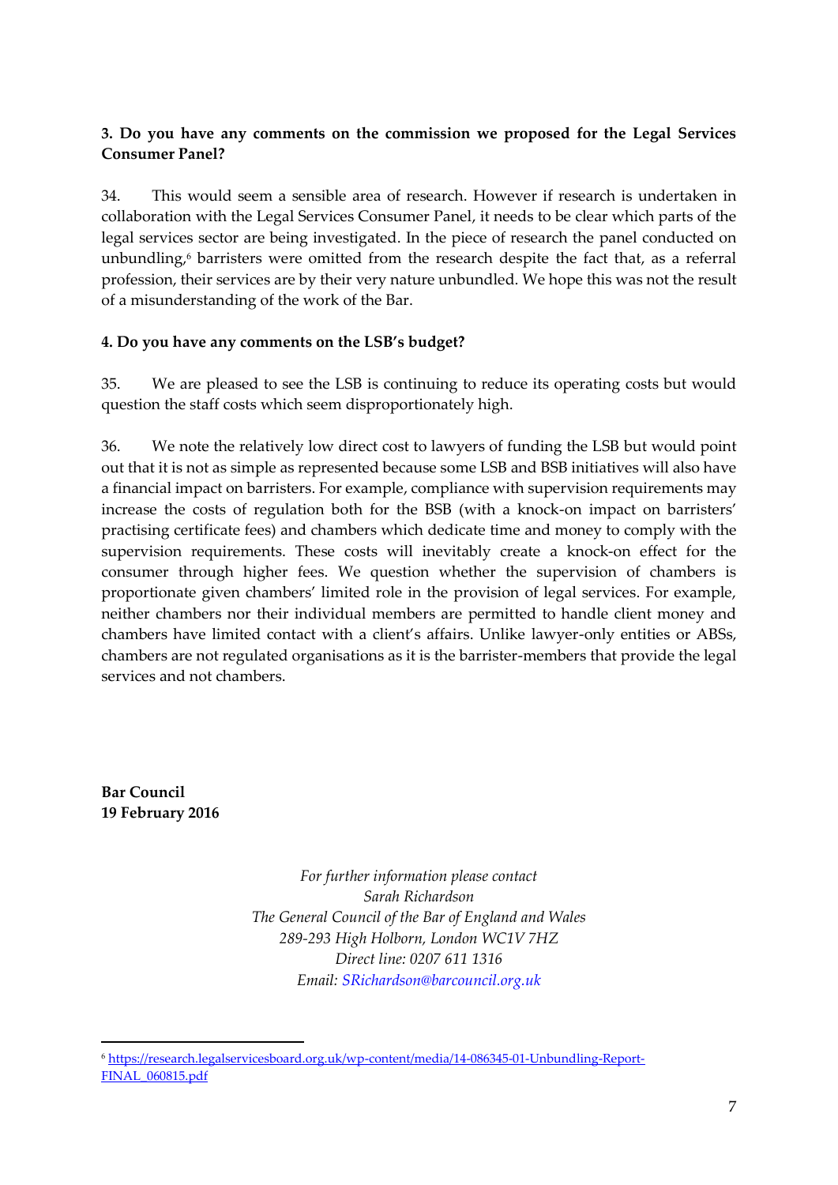**3. Do you have any comments on the commission we proposed for the Legal Services Consumer Panel?**

34. This would seem a sensible area of research. However if research is undertaken in collaboration with the Legal Services Consumer Panel, it needs to be clear which parts of the legal services sector are being investigated. In the piece of research the panel conducted on unbundling,[6] barristers were omitted from the research despite the fact that, as a referral profession, their services are by their very nature unbundled. We hope this was not the result of a misunderstanding of the work of the Bar.

**4. Do you have any comments on the LSB's budget?**

35. We are pleased to see the LSB is continuing to reduce its operating costs but would question the staff costs which seem disproportionately high.

36. We note the relatively low direct cost to lawyers of funding the LSB but would point out that it is not as simple as represented because some LSB and BSB initiatives will also have a financial impact on barristers. For example, compliance with supervision requirements may increase the costs of regulation both for the BSB (with a knock-on impact on barristers' practising certificate fees) and chambers which dedicate time and money to comply with the supervision requirements. These costs will inevitably create a knock-on effect for the consumer through higher fees. We question whether the supervision of chambers is proportionate given chambers' limited role in the provision of legal services. For example, neither chambers nor their individual members are permitted to handle client money and chambers have limited contact with a client's affairs. Unlike lawyer-only entities or ABSs, chambers are not regulated organisations as it is the barrister-members that provide the legal services and not chambers.

**Bar Council**
**19 February 2016**

*For further information please contact*
*Sarah Richardson*
*The General Council of the Bar of England and Wales*
*289-293 High Holborn, London WC1V 7HZ*
*Direct line: 0207 611 1316*
*Email: SRichardson@barcouncil.org.uk*

---

[6] https://research.legalservicesboard.org.uk/wp-content/media/14-086345-01-Unbundling-Report-FINAL_060815.pdf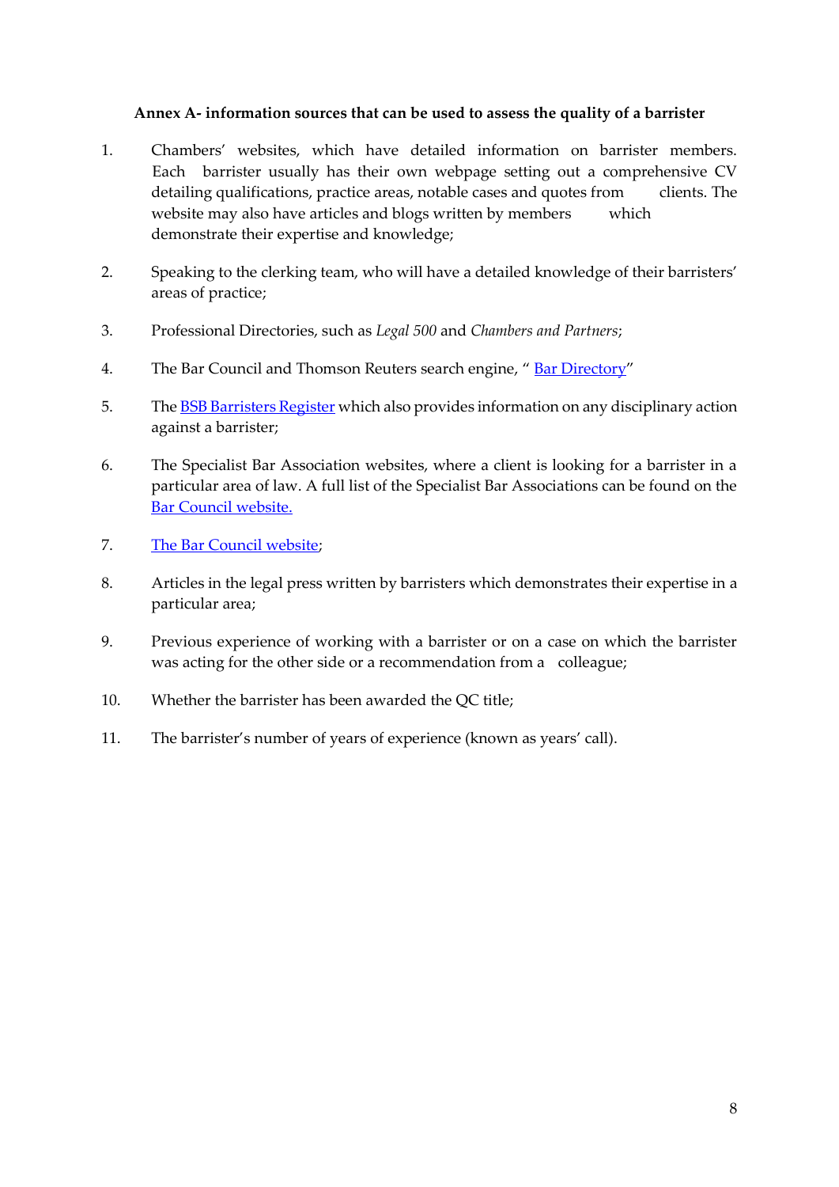**Annex A- information sources that can be used to assess the quality of a barrister**

1. Chambers' websites, which have detailed information on barrister members. Each barrister usually has their own webpage setting out a comprehensive CV detailing qualifications, practice areas, notable cases and quotes from clients. The website may also have articles and blogs written by members which demonstrate their expertise and knowledge;

2. Speaking to the clerking team, who will have a detailed knowledge of their barristers' areas of practice;

3. Professional Directories, such as *Legal 500* and *Chambers and Partners*;

4. The Bar Council and Thomson Reuters search engine, " Bar Directory"

5. The BSB Barristers Register which also provides information on any disciplinary action against a barrister;

6. The Specialist Bar Association websites, where a client is looking for a barrister in a particular area of law. A full list of the Specialist Bar Associations can be found on the Bar Council website.

7. The Bar Council website;

8. Articles in the legal press written by barristers which demonstrates their expertise in a particular area;

9. Previous experience of working with a barrister or on a case on which the barrister was acting for the other side or a recommendation from a colleague;

10. Whether the barrister has been awarded the QC title;

11. The barrister's number of years of experience (known as years' call).